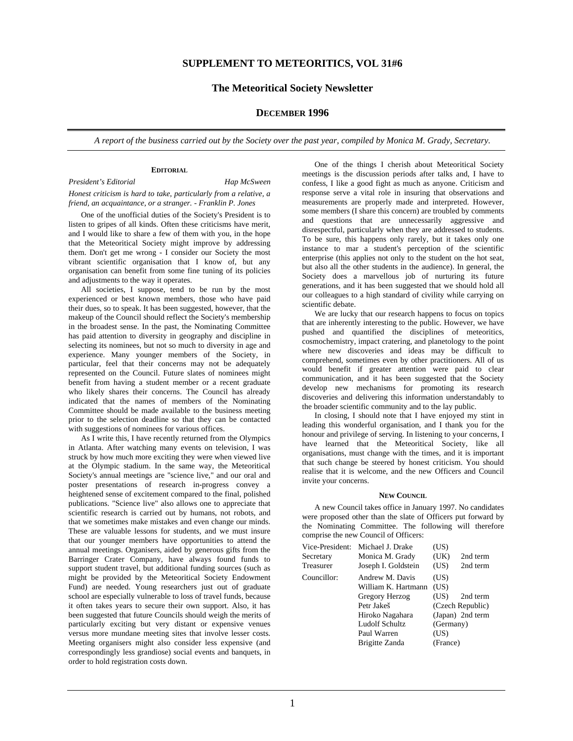# SUPPLEMENT TO METEORITICS, VOL 31#6

## The Meteoritical Society Newsletter

### DECEMBER 1996

---

*A report of the business carried out by the Society over the past year, compiled by Monica M. Grady, Secretary.*

---

### EDITORIAL

*President's Editorial* *Hap McSween*

*Honest criticism is hard to take, particularly from a relative, a friend, an acquaintance, or a stranger. - Franklin P. Jones*

One of the unofficial duties of the Society's President is to listen to gripes of all kinds. Often these criticisms have merit, and I would like to share a few of them with you, in the hope that the Meteoritical Society might improve by addressing them. Don't get me wrong - I consider our Society the most vibrant scientific organisation that I know of, but any organisation can benefit from some fine tuning of its policies and adjustments to the way it operates.

All societies, I suppose, tend to be run by the most experienced or best known members, those who have paid their dues, so to speak. It has been suggested, however, that the makeup of the Council should reflect the Society's membership in the broadest sense. In the past, the Nominating Committee has paid attention to diversity in geography and discipline in selecting its nominees, but not so much to diversity in age and experience. Many younger members of the Society, in particular, feel that their concerns may not be adequately represented on the Council. Future slates of nominees might benefit from having a student member or a recent graduate who likely shares their concerns. The Council has already indicated that the names of members of the Nominating Committee should be made available to the business meeting prior to the selection deadline so that they can be contacted with suggestions of nominees for various offices.

As I write this, I have recently returned from the Olympics in Atlanta. After watching many events on television, I was struck by how much more exciting they were when viewed live at the Olympic stadium. In the same way, the Meteoritical Society's annual meetings are "science live," and our oral and poster presentations of research in-progress convey a heightened sense of excitement compared to the final, polished publications. "Science live" also allows one to appreciate that scientific research is carried out by humans, not robots, and that we sometimes make mistakes and even change our minds. These are valuable lessons for students, and we must insure that our younger members have opportunities to attend the annual meetings. Organisers, aided by generous gifts from the Barringer Crater Company, have always found funds to support student travel, but additional funding sources (such as might be provided by the Meteoritical Society Endowment Fund) are needed. Young researchers just out of graduate school are especially vulnerable to loss of travel funds, because it often takes years to secure their own support. Also, it has been suggested that future Councils should weigh the merits of particularly exciting but very distant or expensive venues versus more mundane meeting sites that involve lesser costs. Meeting organisers might also consider less expensive (and correspondingly less grandiose) social events and banquets, in order to hold registration costs down.

One of the things I cherish about Meteoritical Society meetings is the discussion periods after talks and, I have to confess, I like a good fight as much as anyone. Criticism and response serve a vital role in insuring that observations and measurements are properly made and interpreted. However, some members (I share this concern) are troubled by comments and questions that are unnecessarily aggressive and disrespectful, particularly when they are addressed to students. To be sure, this happens only rarely, but it takes only one instance to mar a student's perception of the scientific enterprise (this applies not only to the student on the hot seat, but also all the other students in the audience). In general, the Society does a marvellous job of nurturing its future generations, and it has been suggested that we should hold all our colleagues to a high standard of civility while carrying on scientific debate.

We are lucky that our research happens to focus on topics that are inherently interesting to the public. However, we have pushed and quantified the disciplines of meteoritics, cosmochemistry, impact cratering, and planetology to the point where new discoveries and ideas may be difficult to comprehend, sometimes even by other practitioners. All of us would benefit if greater attention were paid to clear communication, and it has been suggested that the Society develop new mechanisms for promoting its research discoveries and delivering this information understandably to the broader scientific community and to the lay public.

In closing, I should note that I have enjoyed my stint in leading this wonderful organisation, and I thank you for the honour and privilege of serving. In listening to your concerns, I have learned that the Meteoritical Society, like all organisations, must change with the times, and it is important that such change be steered by honest criticism. You should realise that it is welcome, and the new Officers and Council invite your concerns.

### NEW COUNCIL

A new Council takes office in January 1997. No candidates were proposed other than the slate of Officers put forward by the Nominating Committee. The following will therefore comprise the new Council of Officers:

| | | | |
|---|---|---|---|
| Vice-President: | Michael J. Drake | (US) | |
| Secretary | Monica M. Grady | (UK) | 2nd term |
| Treasurer | Joseph I. Goldstein | (US) | 2nd term |
| Councillor: | Andrew M. Davis | (US) | |
| | William K. Hartmann | (US) | |
| | Gregory Herzog | (US) | 2nd term |
| | Petr Jakeš | (Czech Republic) | |
| | Hiroko Nagahara | (Japan) | 2nd term |
| | Ludolf Schultz | (Germany) | |
| | Paul Warren | (US) | |
| | Brigitte Zanda | (France) | |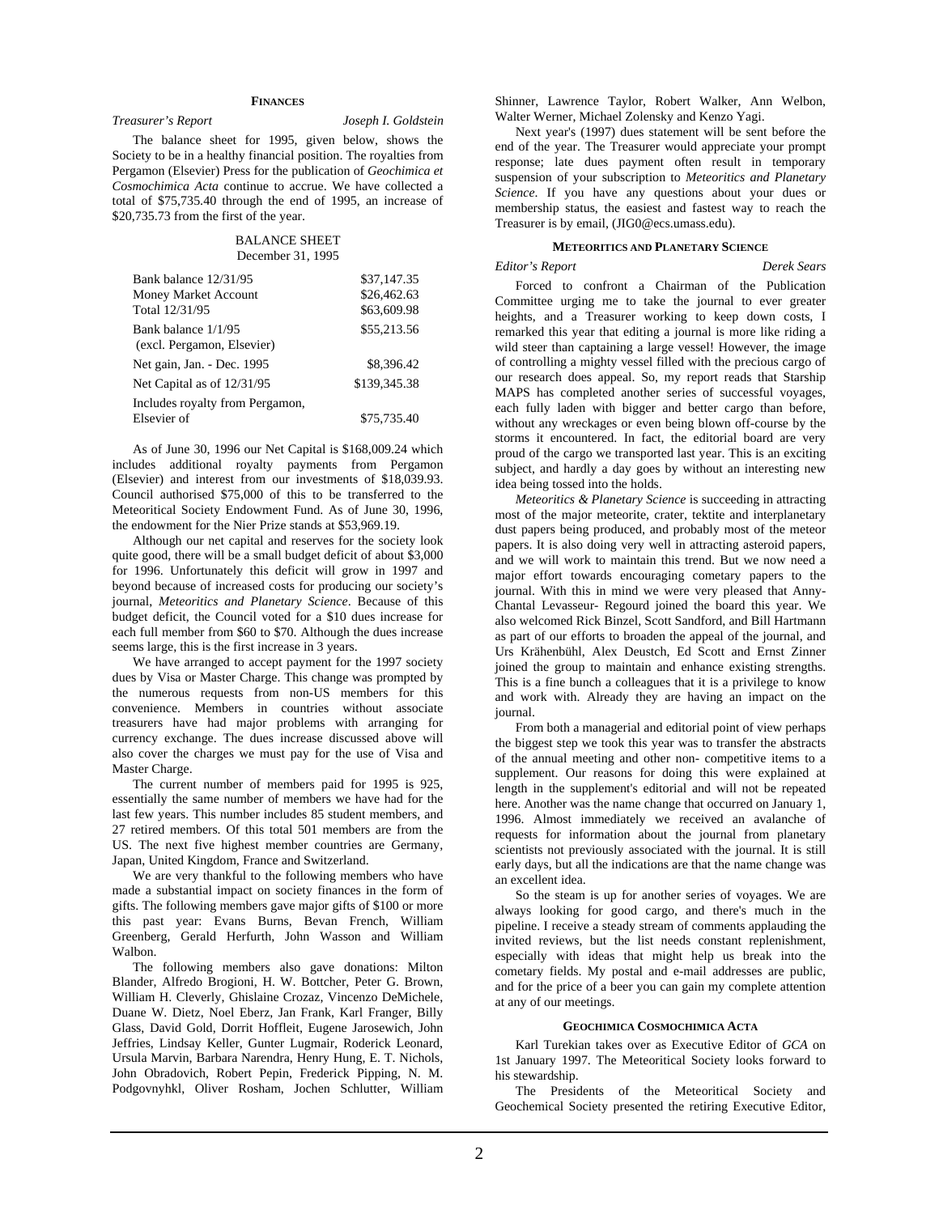## FINANCES

*Treasurer's Report* — *Joseph I. Goldstein*

The balance sheet for 1995, given below, shows the Society to be in a healthy financial position. The royalties from Pergamon (Elsevier) Press for the publication of *Geochimica et Cosmochimica Acta* continue to accrue. We have collected a total of $75,735.40 through the end of 1995, an increase of $20,735.73 from the first of the year.

BALANCE SHEET
December 31, 1995

| | |
|---|---|
| Bank balance 12/31/95 | $37,147.35 |
| Money Market Account | $26,462.63 |
| Total 12/31/95 | $63,609.98 |
| Bank balance 1/1/95 (excl. Pergamon, Elsevier) | $55,213.56 |
| Net gain, Jan. - Dec. 1995 | $8,396.42 |
| Net Capital as of 12/31/95 | $139,345.38 |
| Includes royalty from Pergamon, Elsevier of | $75,735.40 |

As of June 30, 1996 our Net Capital is $168,009.24 which includes additional royalty payments from Pergamon (Elsevier) and interest from our investments of $18,039.93. Council authorised $75,000 of this to be transferred to the Meteoritical Society Endowment Fund. As of June 30, 1996, the endowment for the Nier Prize stands at $53,969.19.

Although our net capital and reserves for the society look quite good, there will be a small budget deficit of about $3,000 for 1996. Unfortunately this deficit will grow in 1997 and beyond because of increased costs for producing our society's journal, *Meteoritics and Planetary Science*. Because of this budget deficit, the Council voted for a $10 dues increase for each full member from $60 to $70. Although the dues increase seems large, this is the first increase in 3 years.

We have arranged to accept payment for the 1997 society dues by Visa or Master Charge. This change was prompted by the numerous requests from non-US members for this convenience. Members in countries without associate treasurers have had major problems with arranging for currency exchange. The dues increase discussed above will also cover the charges we must pay for the use of Visa and Master Charge.

The current number of members paid for 1995 is 925, essentially the same number of members we have had for the last few years. This number includes 85 student members, and 27 retired members. Of this total 501 members are from the US. The next five highest member countries are Germany, Japan, United Kingdom, France and Switzerland.

We are very thankful to the following members who have made a substantial impact on society finances in the form of gifts. The following members gave major gifts of $100 or more this past year: Evans Burns, Bevan French, William Greenberg, Gerald Herfurth, John Wasson and William Walbon.

The following members also gave donations: Milton Blander, Alfredo Brogioni, H. W. Bottcher, Peter G. Brown, William H. Cleverly, Ghislaine Crozaz, Vincenzo DeMichele, Duane W. Dietz, Noel Eberz, Jan Frank, Karl Franger, Billy Glass, David Gold, Dorrit Hoffleit, Eugene Jarosewich, John Jeffries, Lindsay Keller, Gunter Lugmair, Roderick Leonard, Ursula Marvin, Barbara Narendra, Henry Hung, E. T. Nichols, John Obradovich, Robert Pepin, Frederick Pipping, N. M. Podgovnyhkl, Oliver Rosham, Jochen Schlutter, William Shinner, Lawrence Taylor, Robert Walker, Ann Welbon, Walter Werner, Michael Zolensky and Kenzo Yagi.

Next year's (1997) dues statement will be sent before the end of the year. The Treasurer would appreciate your prompt response; late dues payment often result in temporary suspension of your subscription to *Meteoritics and Planetary Science*. If you have any questions about your dues or membership status, the easiest and fastest way to reach the Treasurer is by email, (JIG0@ecs.umass.edu).

## METEORITICS AND PLANETARY SCIENCE

*Editor's Report* — *Derek Sears*

Forced to confront a Chairman of the Publication Committee urging me to take the journal to ever greater heights, and a Treasurer working to keep down costs, I remarked this year that editing a journal is more like riding a wild steer than captaining a large vessel! However, the image of controlling a mighty vessel filled with the precious cargo of our research does appeal. So, my report reads that Starship MAPS has completed another series of successful voyages, each fully laden with bigger and better cargo than before, without any wreckages or even being blown off-course by the storms it encountered. In fact, the editorial board are very proud of the cargo we transported last year. This is an exciting subject, and hardly a day goes by without an interesting new idea being tossed into the holds.

*Meteoritics & Planetary Science* is succeeding in attracting most of the major meteorite, crater, tektite and interplanetary dust papers being produced, and probably most of the meteor papers. It is also doing very well in attracting asteroid papers, and we will work to maintain this trend. But we now need a major effort towards encouraging cometary papers to the journal. With this in mind we were very pleased that Anny-Chantal Levasseur- Regourd joined the board this year. We also welcomed Rick Binzel, Scott Sandford, and Bill Hartmann as part of our efforts to broaden the appeal of the journal, and Urs Krähenbühl, Alex Deustch, Ed Scott and Ernst Zinner joined the group to maintain and enhance existing strengths. This is a fine bunch a colleagues that it is a privilege to know and work with. Already they are having an impact on the journal.

From both a managerial and editorial point of view perhaps the biggest step we took this year was to transfer the abstracts of the annual meeting and other non- competitive items to a supplement. Our reasons for doing this were explained at length in the supplement's editorial and will not be repeated here. Another was the name change that occurred on January 1, 1996. Almost immediately we received an avalanche of requests for information about the journal from planetary scientists not previously associated with the journal. It is still early days, but all the indications are that the name change was an excellent idea.

So the steam is up for another series of voyages. We are always looking for good cargo, and there's much in the pipeline. I receive a steady stream of comments applauding the invited reviews, but the list needs constant replenishment, especially with ideas that might help us break into the cometary fields. My postal and e-mail addresses are public, and for the price of a beer you can gain my complete attention at any of our meetings.

## GEOCHIMICA COSMOCHIMICA ACTA

Karl Turekian takes over as Executive Editor of *GCA* on 1st January 1997. The Meteoritical Society looks forward to his stewardship.

The Presidents of the Meteoritical Society and Geochemical Society presented the retiring Executive Editor,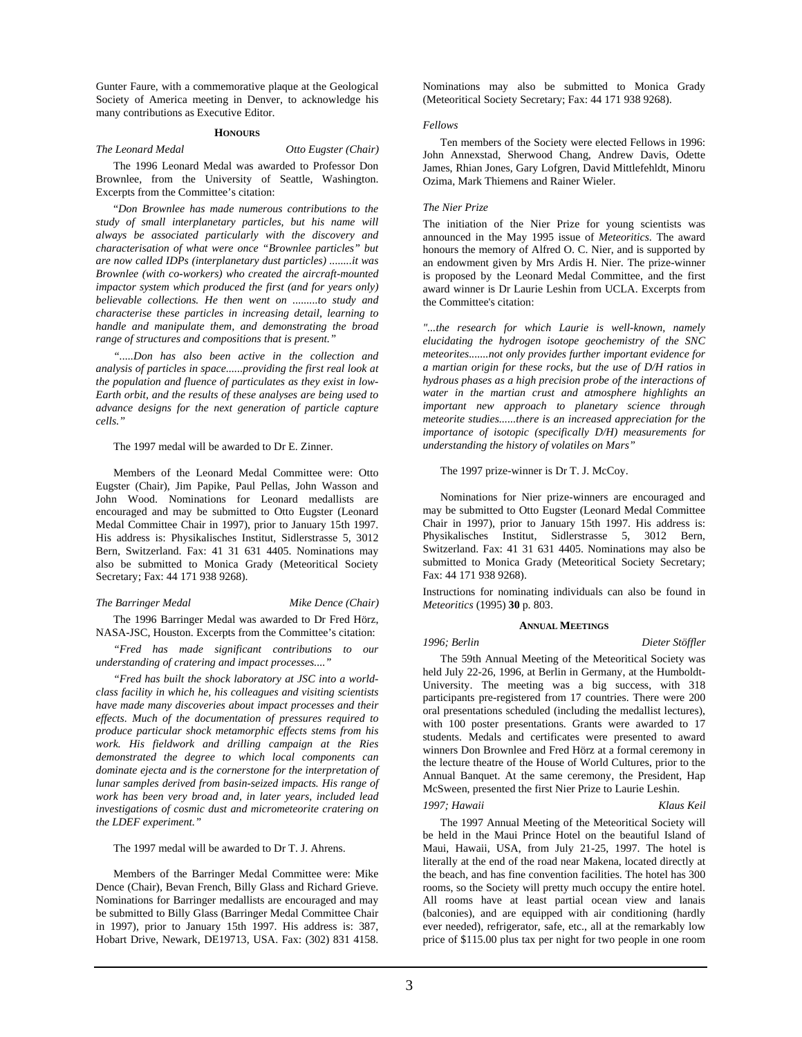Gunter Faure, with a commemorative plaque at the Geological Society of America meeting in Denver, to acknowledge his many contributions as Executive Editor.

## HONOURS

### *The Leonard Medal* — *Otto Eugster (Chair)*

The 1996 Leonard Medal was awarded to Professor Don Brownlee, from the University of Seattle, Washington. Excerpts from the Committee's citation:

"*Don Brownlee has made numerous contributions to the study of small interplanetary particles, but his name will always be associated particularly with the discovery and characterisation of what were once "Brownlee particles" but are now called IDPs (interplanetary dust particles) ........it was Brownlee (with co-workers) who created the aircraft-mounted impactor system which produced the first (and for years only) believable collections. He then went on .........to study and characterise these particles in increasing detail, learning to handle and manipulate them, and demonstrating the broad range of structures and compositions that is present."*

*".....Don has also been active in the collection and analysis of particles in space......providing the first real look at the population and fluence of particulates as they exist in low-Earth orbit, and the results of these analyses are being used to advance designs for the next generation of particle capture cells."*

The 1997 medal will be awarded to Dr E. Zinner.

Members of the Leonard Medal Committee were: Otto Eugster (Chair), Jim Papike, Paul Pellas, John Wasson and John Wood. Nominations for Leonard medallists are encouraged and may be submitted to Otto Eugster (Leonard Medal Committee Chair in 1997), prior to January 15th 1997. His address is: Physikalisches Institut, Sidlerstrasse 5, 3012 Bern, Switzerland. Fax: 41 31 631 4405. Nominations may also be submitted to Monica Grady (Meteoritical Society Secretary; Fax: 44 171 938 9268).

### *The Barringer Medal* — *Mike Dence (Chair)*

The 1996 Barringer Medal was awarded to Dr Fred Hörz, NASA-JSC, Houston. Excerpts from the Committee's citation:

*"Fred has made significant contributions to our understanding of cratering and impact processes...."*

*"Fred has built the shock laboratory at JSC into a world-class facility in which he, his colleagues and visiting scientists have made many discoveries about impact processes and their effects. Much of the documentation of pressures required to produce particular shock metamorphic effects stems from his work. His fieldwork and drilling campaign at the Ries demonstrated the degree to which local components can dominate ejecta and is the cornerstone for the interpretation of lunar samples derived from basin-seized impacts. His range of work has been very broad and, in later years, included lead investigations of cosmic dust and micrometeorite cratering on the LDEF experiment."*

The 1997 medal will be awarded to Dr T. J. Ahrens.

Members of the Barringer Medal Committee were: Mike Dence (Chair), Bevan French, Billy Glass and Richard Grieve. Nominations for Barringer medallists are encouraged and may be submitted to Billy Glass (Barringer Medal Committee Chair in 1997), prior to January 15th 1997. His address is: 387, Hobart Drive, Newark, DE19713, USA. Fax: (302) 831 4158. Nominations may also be submitted to Monica Grady (Meteoritical Society Secretary; Fax: 44 171 938 9268).

### *Fellows*

Ten members of the Society were elected Fellows in 1996: John Annexstad, Sherwood Chang, Andrew Davis, Odette James, Rhian Jones, Gary Lofgren, David Mittlefehldt, Minoru Ozima, Mark Thiemens and Rainer Wieler.

### *The Nier Prize*

The initiation of the Nier Prize for young scientists was announced in the May 1995 issue of *Meteoritics*. The award honours the memory of Alfred O. C. Nier, and is supported by an endowment given by Mrs Ardis H. Nier. The prize-winner is proposed by the Leonard Medal Committee, and the first award winner is Dr Laurie Leshin from UCLA. Excerpts from the Committee's citation:

*"...the research for which Laurie is well-known, namely elucidating the hydrogen isotope geochemistry of the SNC meteorites.......not only provides further important evidence for a martian origin for these rocks, but the use of D/H ratios in hydrous phases as a high precision probe of the interactions of water in the martian crust and atmosphere highlights an important new approach to planetary science through meteorite studies......there is an increased appreciation for the importance of isotopic (specifically D/H) measurements for understanding the history of volatiles on Mars"*

The 1997 prize-winner is Dr T. J. McCoy.

Nominations for Nier prize-winners are encouraged and may be submitted to Otto Eugster (Leonard Medal Committee Chair in 1997), prior to January 15th 1997. His address is: Physikalisches Institut, Sidlerstrasse 5, 3012 Bern, Switzerland. Fax: 41 31 631 4405. Nominations may also be submitted to Monica Grady (Meteoritical Society Secretary; Fax: 44 171 938 9268).

Instructions for nominating individuals can also be found in *Meteoritics* (1995) **30** p. 803.

## ANNUAL MEETINGS

### *1996; Berlin* — *Dieter Stöffler*

The 59th Annual Meeting of the Meteoritical Society was held July 22-26, 1996, at Berlin in Germany, at the Humboldt-University. The meeting was a big success, with 318 participants pre-registered from 17 countries. There were 200 oral presentations scheduled (including the medallist lectures), with 100 poster presentations. Grants were awarded to 17 students. Medals and certificates were presented to award winners Don Brownlee and Fred Hörz at a formal ceremony in the lecture theatre of the House of World Cultures, prior to the Annual Banquet. At the same ceremony, the President, Hap McSween, presented the first Nier Prize to Laurie Leshin.

### *1997; Hawaii* — *Klaus Keil*

The 1997 Annual Meeting of the Meteoritical Society will be held in the Maui Prince Hotel on the beautiful Island of Maui, Hawaii, USA, from July 21-25, 1997. The hotel is literally at the end of the road near Makena, located directly at the beach, and has fine convention facilities. The hotel has 300 rooms, so the Society will pretty much occupy the entire hotel. All rooms have at least partial ocean view and lanais (balconies), and are equipped with air conditioning (hardly ever needed), refrigerator, safe, etc., all at the remarkably low price of $115.00 plus tax per night for two people in one room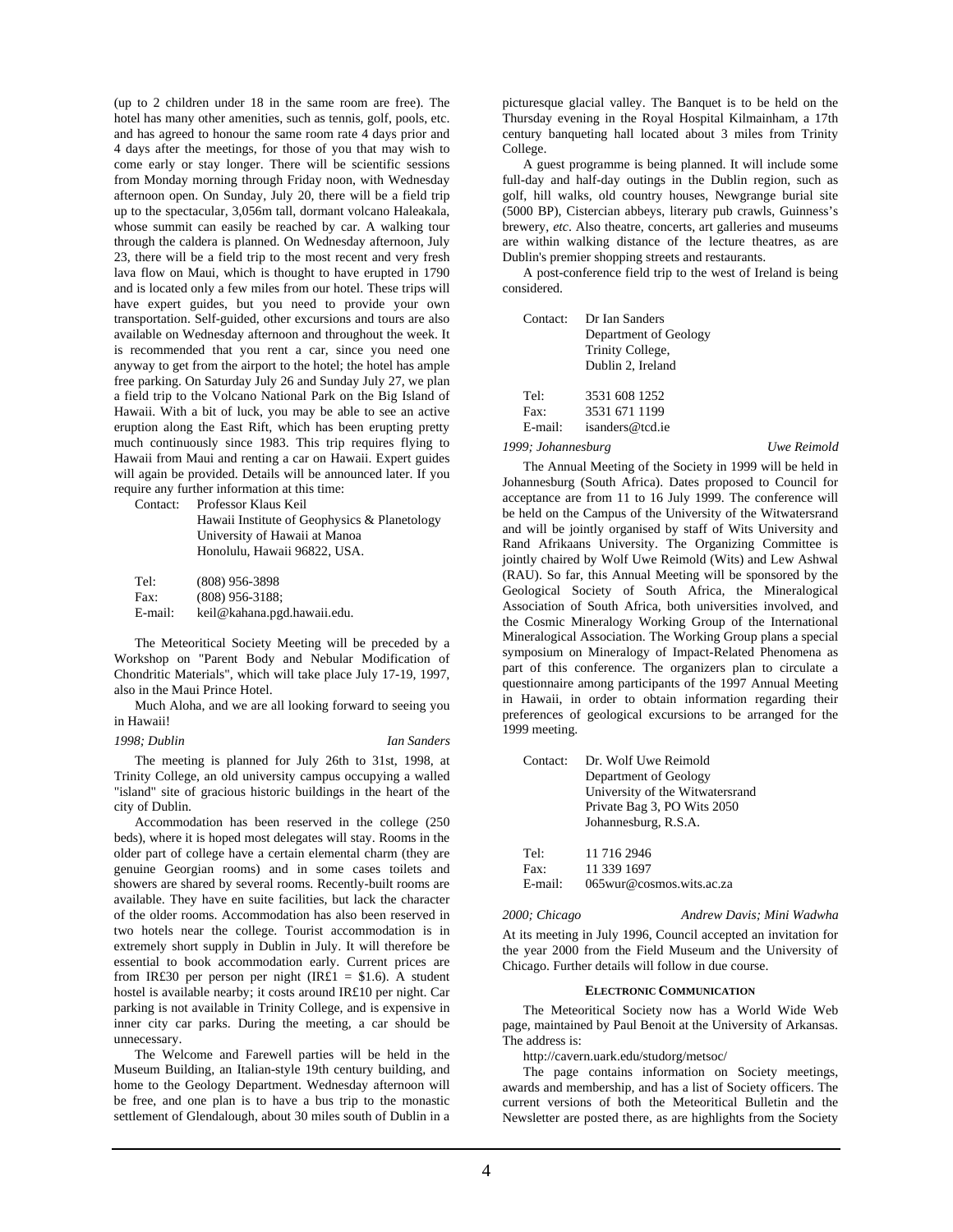(up to 2 children under 18 in the same room are free). The hotel has many other amenities, such as tennis, golf, pools, etc. and has agreed to honour the same room rate 4 days prior and 4 days after the meetings, for those of you that may wish to come early or stay longer. There will be scientific sessions from Monday morning through Friday noon, with Wednesday afternoon open. On Sunday, July 20, there will be a field trip up to the spectacular, 3,056m tall, dormant volcano Haleakala, whose summit can easily be reached by car. A walking tour through the caldera is planned. On Wednesday afternoon, July 23, there will be a field trip to the most recent and very fresh lava flow on Maui, which is thought to have erupted in 1790 and is located only a few miles from our hotel. These trips will have expert guides, but you need to provide your own transportation. Self-guided, other excursions and tours are also available on Wednesday afternoon and throughout the week. It is recommended that you rent a car, since you need one anyway to get from the airport to the hotel; the hotel has ample free parking. On Saturday July 26 and Sunday July 27, we plan a field trip to the Volcano National Park on the Big Island of Hawaii. With a bit of luck, you may be able to see an active eruption along the East Rift, which has been erupting pretty much continuously since 1983. This trip requires flying to Hawaii from Maui and renting a car on Hawaii. Expert guides will again be provided. Details will be announced later. If you require any further information at this time:

Contact: Professor Klaus Keil
Hawaii Institute of Geophysics & Planetology
University of Hawaii at Manoa
Honolulu, Hawaii 96822, USA.

Tel: (808) 956-3898
Fax: (808) 956-3188;
E-mail: keil@kahana.pgd.hawaii.edu.

The Meteoritical Society Meeting will be preceded by a Workshop on "Parent Body and Nebular Modification of Chondritic Materials", which will take place July 17-19, 1997, also in the Maui Prince Hotel.

Much Aloha, and we are all looking forward to seeing you in Hawaii!

*1998; Dublin* — *Ian Sanders*

The meeting is planned for July 26th to 31st, 1998, at Trinity College, an old university campus occupying a walled "island" site of gracious historic buildings in the heart of the city of Dublin.

Accommodation has been reserved in the college (250 beds), where it is hoped most delegates will stay. Rooms in the older part of college have a certain elemental charm (they are genuine Georgian rooms) and in some cases toilets and showers are shared by several rooms. Recently-built rooms are available. They have en suite facilities, but lack the character of the older rooms. Accommodation has also been reserved in two hotels near the college. Tourist accommodation is in extremely short supply in Dublin in July. It will therefore be essential to book accommodation early. Current prices are from IR£30 per person per night (IR£1 = $1.6). A student hostel is available nearby; it costs around IR£10 per night. Car parking is not available in Trinity College, and is expensive in inner city car parks. During the meeting, a car should be unnecessary.

The Welcome and Farewell parties will be held in the Museum Building, an Italian-style 19th century building, and home to the Geology Department. Wednesday afternoon will be free, and one plan is to have a bus trip to the monastic settlement of Glendalough, about 30 miles south of Dublin in a picturesque glacial valley. The Banquet is to be held on the Thursday evening in the Royal Hospital Kilmainham, a 17th century banqueting hall located about 3 miles from Trinity College.

A guest programme is being planned. It will include some full-day and half-day outings in the Dublin region, such as golf, hill walks, old country houses, Newgrange burial site (5000 BP), Cistercian abbeys, literary pub crawls, Guinness's brewery, *etc*. Also theatre, concerts, art galleries and museums are within walking distance of the lecture theatres, as are Dublin's premier shopping streets and restaurants.

A post-conference field trip to the west of Ireland is being considered.

Contact: Dr Ian Sanders
Department of Geology
Trinity College,
Dublin 2, Ireland

Tel: 3531 608 1252
Fax: 3531 671 1199
E-mail: isanders@tcd.ie

*1999; Johannesburg* — *Uwe Reimold*

The Annual Meeting of the Society in 1999 will be held in Johannesburg (South Africa). Dates proposed to Council for acceptance are from 11 to 16 July 1999. The conference will be held on the Campus of the University of the Witwatersrand and will be jointly organised by staff of Wits University and Rand Afrikaans University. The Organizing Committee is jointly chaired by Wolf Uwe Reimold (Wits) and Lew Ashwal (RAU). So far, this Annual Meeting will be sponsored by the Geological Society of South Africa, the Mineralogical Association of South Africa, both universities involved, and the Cosmic Mineralogy Working Group of the International Mineralogical Association. The Working Group plans a special symposium on Mineralogy of Impact-Related Phenomena as part of this conference. The organizers plan to circulate a questionnaire among participants of the 1997 Annual Meeting in Hawaii, in order to obtain information regarding their preferences of geological excursions to be arranged for the 1999 meeting.

Contact: Dr. Wolf Uwe Reimold
Department of Geology
University of the Witwatersrand
Private Bag 3, PO Wits 2050
Johannesburg, R.S.A.

Tel: 11 716 2946
Fax: 11 339 1697
E-mail: 065wur@cosmos.wits.ac.za

*2000; Chicago* — *Andrew Davis; Mini Wadwha*

At its meeting in July 1996, Council accepted an invitation for the year 2000 from the Field Museum and the University of Chicago. Further details will follow in due course.

## ELECTRONIC COMMUNICATION

The Meteoritical Society now has a World Wide Web page, maintained by Paul Benoit at the University of Arkansas. The address is:

http://cavern.uark.edu/studorg/metsoc/

The page contains information on Society meetings, awards and membership, and has a list of Society officers. The current versions of both the Meteoritical Bulletin and the Newsletter are posted there, as are highlights from the Society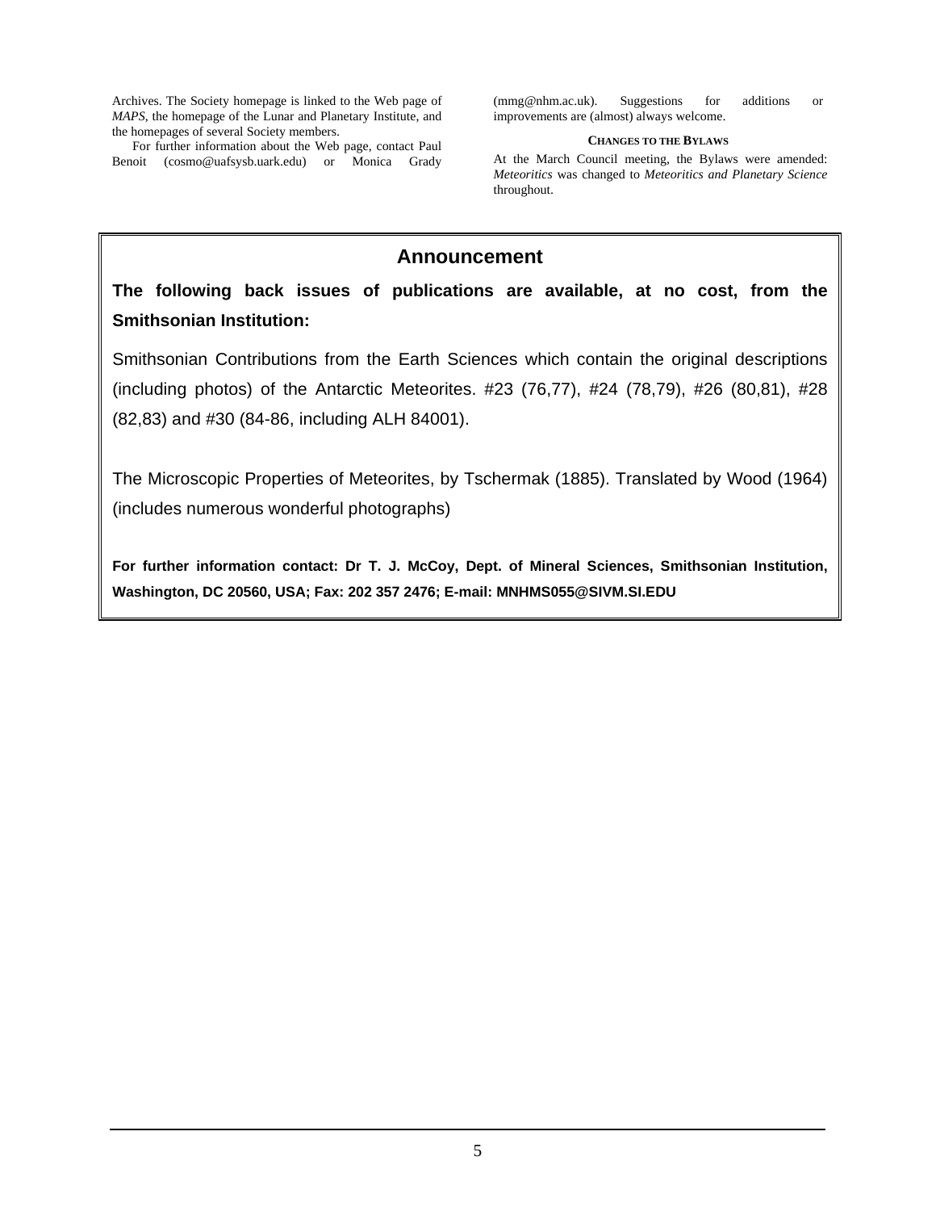Archives. The Society homepage is linked to the Web page of *MAPS*, the homepage of the Lunar and Planetary Institute, and the homepages of several Society members.

For further information about the Web page, contact Paul Benoit (cosmo@uafsysb.uark.edu) or Monica Grady (mmg@nhm.ac.uk). Suggestions for additions or improvements are (almost) always welcome.

### CHANGES TO THE BYLAWS

At the March Council meeting, the Bylaws were amended: *Meteoritics* was changed to *Meteoritics and Planetary Science* throughout.

## Announcement

**The following back issues of publications are available, at no cost, from the Smithsonian Institution:**

Smithsonian Contributions from the Earth Sciences which contain the original descriptions (including photos) of the Antarctic Meteorites. #23 (76,77), #24 (78,79), #26 (80,81), #28 (82,83) and #30 (84-86, including ALH 84001).

The Microscopic Properties of Meteorites, by Tschermak (1885). Translated by Wood (1964) (includes numerous wonderful photographs)

**For further information contact: Dr T. J. McCoy, Dept. of Mineral Sciences, Smithsonian Institution, Washington, DC 20560, USA; Fax: 202 357 2476; E-mail: MNHMS055@SIVM.SI.EDU**